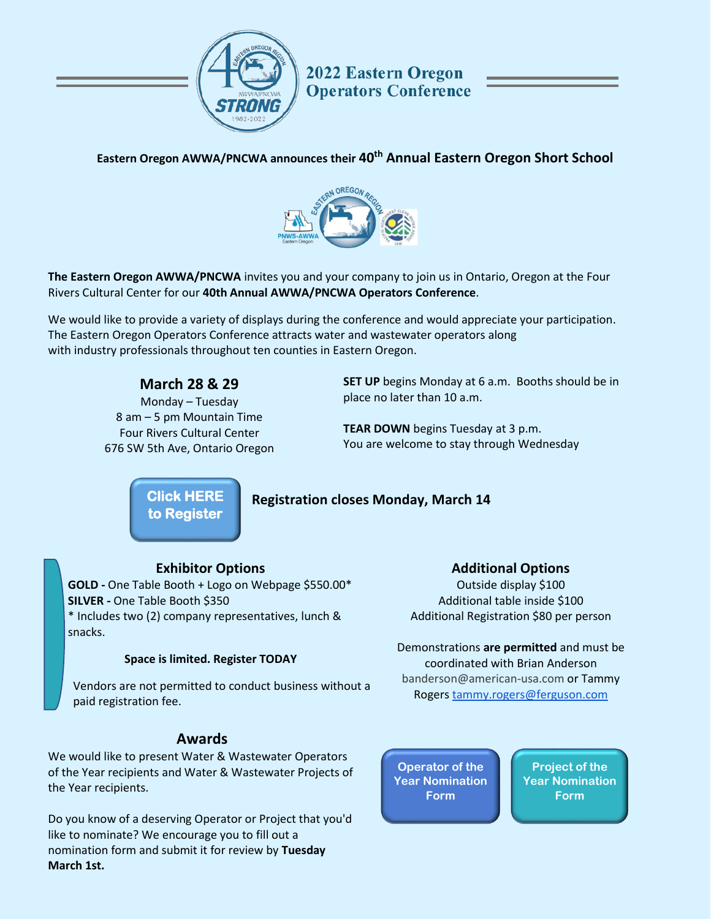# 2022 Eastern Oregon Operators Conference

**Eastern Oregon AWWA/PNCWA announces their 40th Annual Eastern Oregon Short School**

**The Eastern Oregon AWWA/PNCWA** invites you and your company to join us in Ontario, Oregon at the Four Rivers Cultural Center for our **40th Annual AWWA/PNCWA Operators Conference**.

We would like to provide a variety of displays during the conference and would appreciate your participation. The Eastern Oregon Operators Conference attracts water and wastewater operators along with industry professionals throughout ten counties in Eastern Oregon.

## March 28 & 29

Monday – Tuesday
8 am – 5 pm Mountain Time
Four Rivers Cultural Center
676 SW 5th Ave, Ontario Oregon

**SET UP** begins Monday at 6 a.m. Booths should be in place no later than 10 a.m.

**TEAR DOWN** begins Tuesday at 3 p.m.
You are welcome to stay through Wednesday

Click HERE to Register

**Registration closes Monday, March 14**

## Exhibitor Options

**GOLD -** One Table Booth + Logo on Webpage $550.00*
**SILVER -** One Table Booth $350
* Includes two (2) company representatives, lunch & snacks.

**Space is limited. Register TODAY**

Vendors are not permitted to conduct business without a paid registration fee.

## Additional Options

Outside display $100
Additional table inside $100
Additional Registration $80 per person

Demonstrations **are permitted** and must be coordinated with Brian Anderson banderson@american-usa.com or Tammy Rogers tammy.rogers@ferguson.com

## Awards

We would like to present Water & Wastewater Operators of the Year recipients and Water & Wastewater Projects of the Year recipients.

Do you know of a deserving Operator or Project that you'd like to nominate? We encourage you to fill out a nomination form and submit it for review by **Tuesday March 1st.**

Operator of the Year Nomination Form

Project of the Year Nomination Form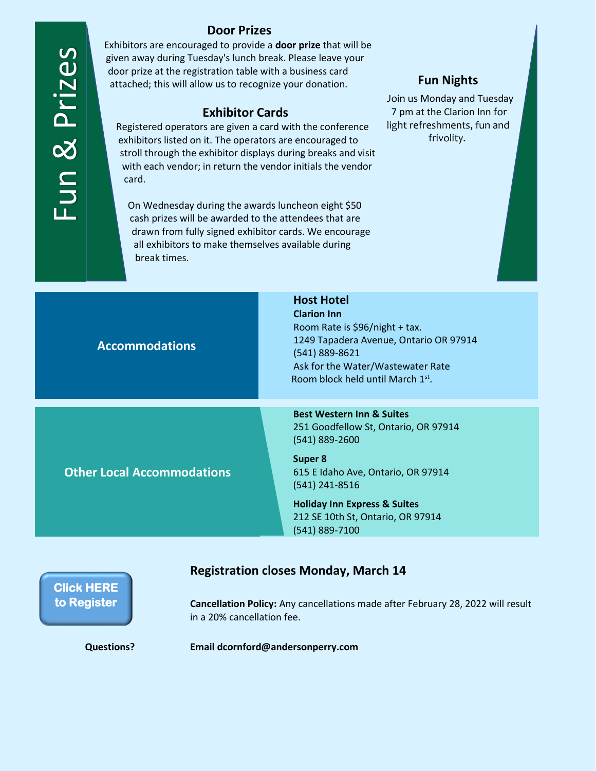## Fun & Prizes

### Door Prizes

Exhibitors are encouraged to provide a **door prize** that will be given away during Tuesday's lunch break. Please leave your door prize at the registration table with a business card attached; this will allow us to recognize your donation.

### Exhibitor Cards

Registered operators are given a card with the conference exhibitors listed on it. The operators are encouraged to stroll through the exhibitor displays during breaks and visit with each vendor; in return the vendor initials the vendor card.

On Wednesday during the awards luncheon eight $50 cash prizes will be awarded to the attendees that are drawn from fully signed exhibitor cards. We encourage all exhibitors to make themselves available during break times.

### Fun Nights

Join us Monday and Tuesday 7 pm at the Clarion Inn for light refreshments, fun and frivolity.

## Accommodations

### Host Hotel

**Clarion Inn**
Room Rate is $96/night + tax.
1249 Tapadera Avenue, Ontario OR 97914
(541) 889-8621
Ask for the Water/Wastewater Rate
Room block held until March 1st.

## Other Local Accommodations

**Best Western Inn & Suites**
251 Goodfellow St, Ontario, OR 97914
(541) 889-2600

**Super 8**
615 E Idaho Ave, Ontario, OR 97914
(541) 241-8516

**Holiday Inn Express & Suites**
212 SE 10th St, Ontario, OR 97914
(541) 889-7100

Click HERE to Register

### Registration closes Monday, March 14

**Cancellation Policy:** Any cancellations made after February 28, 2022 will result in a 20% cancellation fee.

**Questions?** **Email dcornford@andersonperry.com**